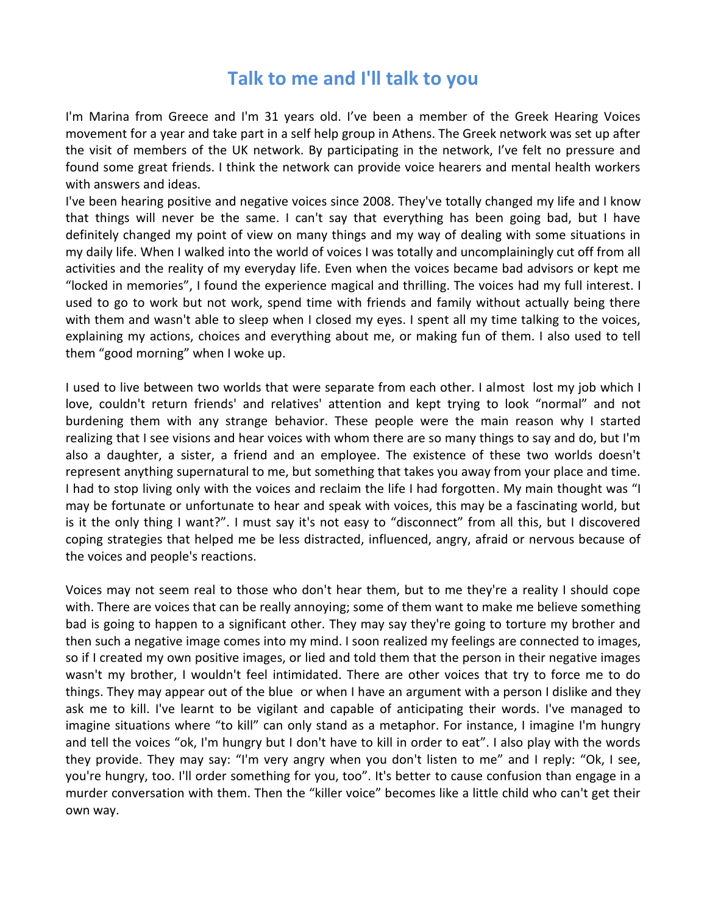# Talk to me and I'll talk to you

I'm Marina from Greece and I'm 31 years old. I've been a member of the Greek Hearing Voices movement for a year and take part in a self help group in Athens. The Greek network was set up after the visit of members of the UK network. By participating in the network, I've felt no pressure and found some great friends. I think the network can provide voice hearers and mental health workers with answers and ideas.

I've been hearing positive and negative voices since 2008. They've totally changed my life and I know that things will never be the same. I can't say that everything has been going bad, but I have definitely changed my point of view on many things and my way of dealing with some situations in my daily life. When I walked into the world of voices I was totally and uncomplainingly cut off from all activities and the reality of my everyday life. Even when the voices became bad advisors or kept me "locked in memories", I found the experience magical and thrilling. The voices had my full interest. I used to go to work but not work, spend time with friends and family without actually being there with them and wasn't able to sleep when I closed my eyes. I spent all my time talking to the voices, explaining my actions, choices and everything about me, or making fun of them. I also used to tell them "good morning" when I woke up.

I used to live between two worlds that were separate from each other. I almost lost my job which I love, couldn't return friends' and relatives' attention and kept trying to look "normal" and not burdening them with any strange behavior. These people were the main reason why I started realizing that I see visions and hear voices with whom there are so many things to say and do, but I'm also a daughter, a sister, a friend and an employee. The existence of these two worlds doesn't represent anything supernatural to me, but something that takes you away from your place and time. I had to stop living only with the voices and reclaim the life I had forgotten. My main thought was "I may be fortunate or unfortunate to hear and speak with voices, this may be a fascinating world, but is it the only thing I want?". I must say it's not easy to "disconnect" from all this, but I discovered coping strategies that helped me be less distracted, influenced, angry, afraid or nervous because of the voices and people's reactions.

Voices may not seem real to those who don't hear them, but to me they're a reality I should cope with. There are voices that can be really annoying; some of them want to make me believe something bad is going to happen to a significant other. They may say they're going to torture my brother and then such a negative image comes into my mind. I soon realized my feelings are connected to images, so if I created my own positive images, or lied and told them that the person in their negative images wasn't my brother, I wouldn't feel intimidated. There are other voices that try to force me to do things. They may appear out of the blue or when I have an argument with a person I dislike and they ask me to kill. I've learnt to be vigilant and capable of anticipating their words. I've managed to imagine situations where "to kill" can only stand as a metaphor. For instance, I imagine I'm hungry and tell the voices "ok, I'm hungry but I don't have to kill in order to eat". I also play with the words they provide. They may say: "I'm very angry when you don't listen to me" and I reply: "Ok, I see, you're hungry, too. I'll order something for you, too". It's better to cause confusion than engage in a murder conversation with them. Then the "killer voice" becomes like a little child who can't get their own way.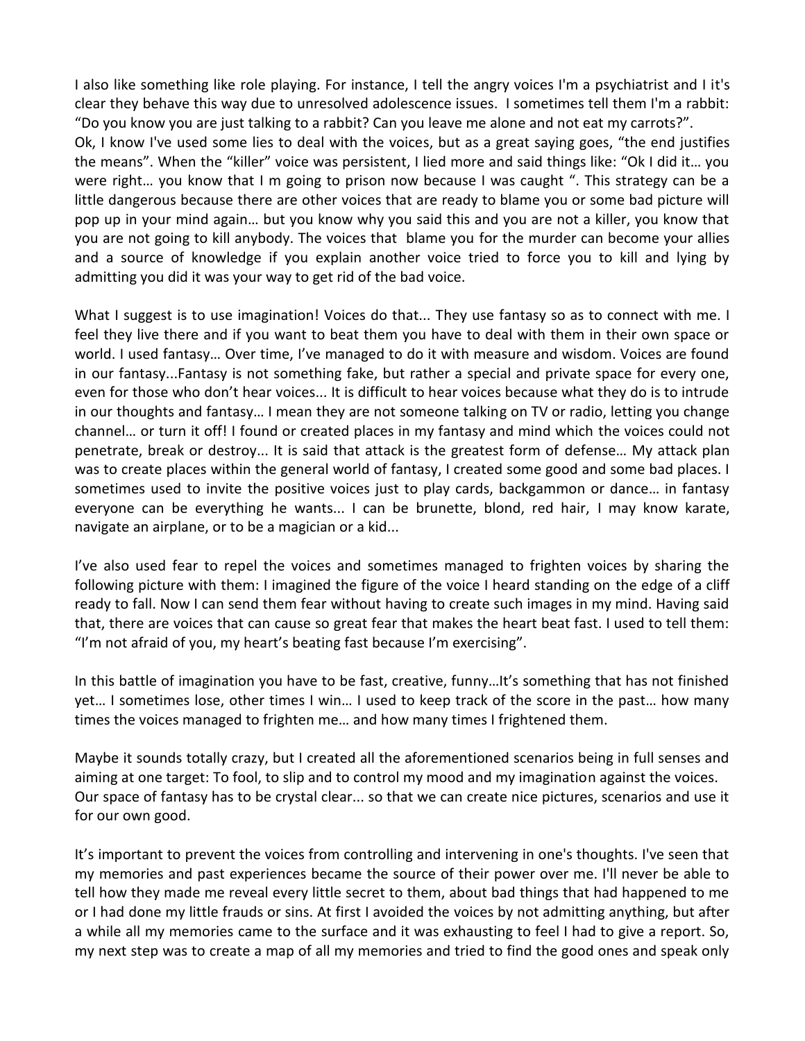I also like something like role playing. For instance, I tell the angry voices I'm a psychiatrist and I it's clear they behave this way due to unresolved adolescence issues. I sometimes tell them I'm a rabbit: "Do you know you are just talking to a rabbit? Can you leave me alone and not eat my carrots?".
Ok, I know I've used some lies to deal with the voices, but as a great saying goes, "the end justifies the means". When the "killer" voice was persistent, I lied more and said things like: "Ok I did it… you were right… you know that I m going to prison now because I was caught ". This strategy can be a little dangerous because there are other voices that are ready to blame you or some bad picture will pop up in your mind again… but you know why you said this and you are not a killer, you know that you are not going to kill anybody. The voices that blame you for the murder can become your allies and a source of knowledge if you explain another voice tried to force you to kill and lying by admitting you did it was your way to get rid of the bad voice.

What I suggest is to use imagination! Voices do that... They use fantasy so as to connect with me. I feel they live there and if you want to beat them you have to deal with them in their own space or world. I used fantasy… Over time, I've managed to do it with measure and wisdom. Voices are found in our fantasy...Fantasy is not something fake, but rather a special and private space for every one, even for those who don't hear voices... It is difficult to hear voices because what they do is to intrude in our thoughts and fantasy… I mean they are not someone talking on TV or radio, letting you change channel… or turn it off! I found or created places in my fantasy and mind which the voices could not penetrate, break or destroy... It is said that attack is the greatest form of defense… My attack plan was to create places within the general world of fantasy, I created some good and some bad places. I sometimes used to invite the positive voices just to play cards, backgammon or dance… in fantasy everyone can be everything he wants... I can be brunette, blond, red hair, I may know karate, navigate an airplane, or to be a magician or a kid...

I've also used fear to repel the voices and sometimes managed to frighten voices by sharing the following picture with them: I imagined the figure of the voice I heard standing on the edge of a cliff ready to fall. Now I can send them fear without having to create such images in my mind. Having said that, there are voices that can cause so great fear that makes the heart beat fast. I used to tell them: "I'm not afraid of you, my heart's beating fast because I'm exercising".

In this battle of imagination you have to be fast, creative, funny…It's something that has not finished yet… I sometimes lose, other times I win… I used to keep track of the score in the past… how many times the voices managed to frighten me… and how many times I frightened them.

Maybe it sounds totally crazy, but I created all the aforementioned scenarios being in full senses and aiming at one target: To fool, to slip and to control my mood and my imagination against the voices. Our space of fantasy has to be crystal clear... so that we can create nice pictures, scenarios and use it for our own good.

It's important to prevent the voices from controlling and intervening in one's thoughts. I've seen that my memories and past experiences became the source of their power over me. I'll never be able to tell how they made me reveal every little secret to them, about bad things that had happened to me or I had done my little frauds or sins. At first I avoided the voices by not admitting anything, but after a while all my memories came to the surface and it was exhausting to feel I had to give a report. So, my next step was to create a map of all my memories and tried to find the good ones and speak only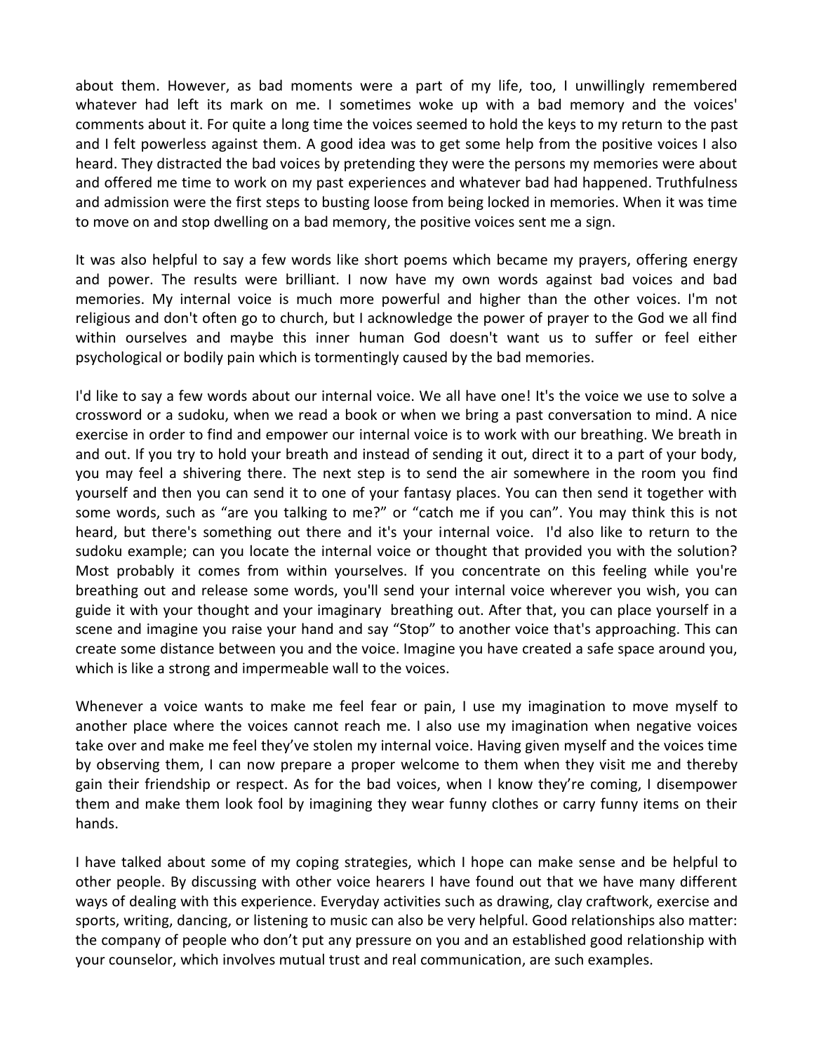about them. However, as bad moments were a part of my life, too, I unwillingly remembered whatever had left its mark on me. I sometimes woke up with a bad memory and the voices' comments about it. For quite a long time the voices seemed to hold the keys to my return to the past and I felt powerless against them. A good idea was to get some help from the positive voices I also heard. They distracted the bad voices by pretending they were the persons my memories were about and offered me time to work on my past experiences and whatever bad had happened. Truthfulness and admission were the first steps to busting loose from being locked in memories. When it was time to move on and stop dwelling on a bad memory, the positive voices sent me a sign.

It was also helpful to say a few words like short poems which became my prayers, offering energy and power. The results were brilliant. I now have my own words against bad voices and bad memories. My internal voice is much more powerful and higher than the other voices. I'm not religious and don't often go to church, but I acknowledge the power of prayer to the God we all find within ourselves and maybe this inner human God doesn't want us to suffer or feel either psychological or bodily pain which is tormentingly caused by the bad memories.

I'd like to say a few words about our internal voice. We all have one! It's the voice we use to solve a crossword or a sudoku, when we read a book or when we bring a past conversation to mind. A nice exercise in order to find and empower our internal voice is to work with our breathing. We breath in and out. If you try to hold your breath and instead of sending it out, direct it to a part of your body, you may feel a shivering there. The next step is to send the air somewhere in the room you find yourself and then you can send it to one of your fantasy places. You can then send it together with some words, such as "are you talking to me?" or "catch me if you can". You may think this is not heard, but there's something out there and it's your internal voice. I'd also like to return to the sudoku example; can you locate the internal voice or thought that provided you with the solution? Most probably it comes from within yourselves. If you concentrate on this feeling while you're breathing out and release some words, you'll send your internal voice wherever you wish, you can guide it with your thought and your imaginary breathing out. After that, you can place yourself in a scene and imagine you raise your hand and say "Stop" to another voice that's approaching. This can create some distance between you and the voice. Imagine you have created a safe space around you, which is like a strong and impermeable wall to the voices.

Whenever a voice wants to make me feel fear or pain, I use my imagination to move myself to another place where the voices cannot reach me. I also use my imagination when negative voices take over and make me feel they've stolen my internal voice. Having given myself and the voices time by observing them, I can now prepare a proper welcome to them when they visit me and thereby gain their friendship or respect. As for the bad voices, when I know they're coming, I disempower them and make them look fool by imagining they wear funny clothes or carry funny items on their hands.

I have talked about some of my coping strategies, which I hope can make sense and be helpful to other people. By discussing with other voice hearers I have found out that we have many different ways of dealing with this experience. Everyday activities such as drawing, clay craftwork, exercise and sports, writing, dancing, or listening to music can also be very helpful. Good relationships also matter: the company of people who don't put any pressure on you and an established good relationship with your counselor, which involves mutual trust and real communication, are such examples.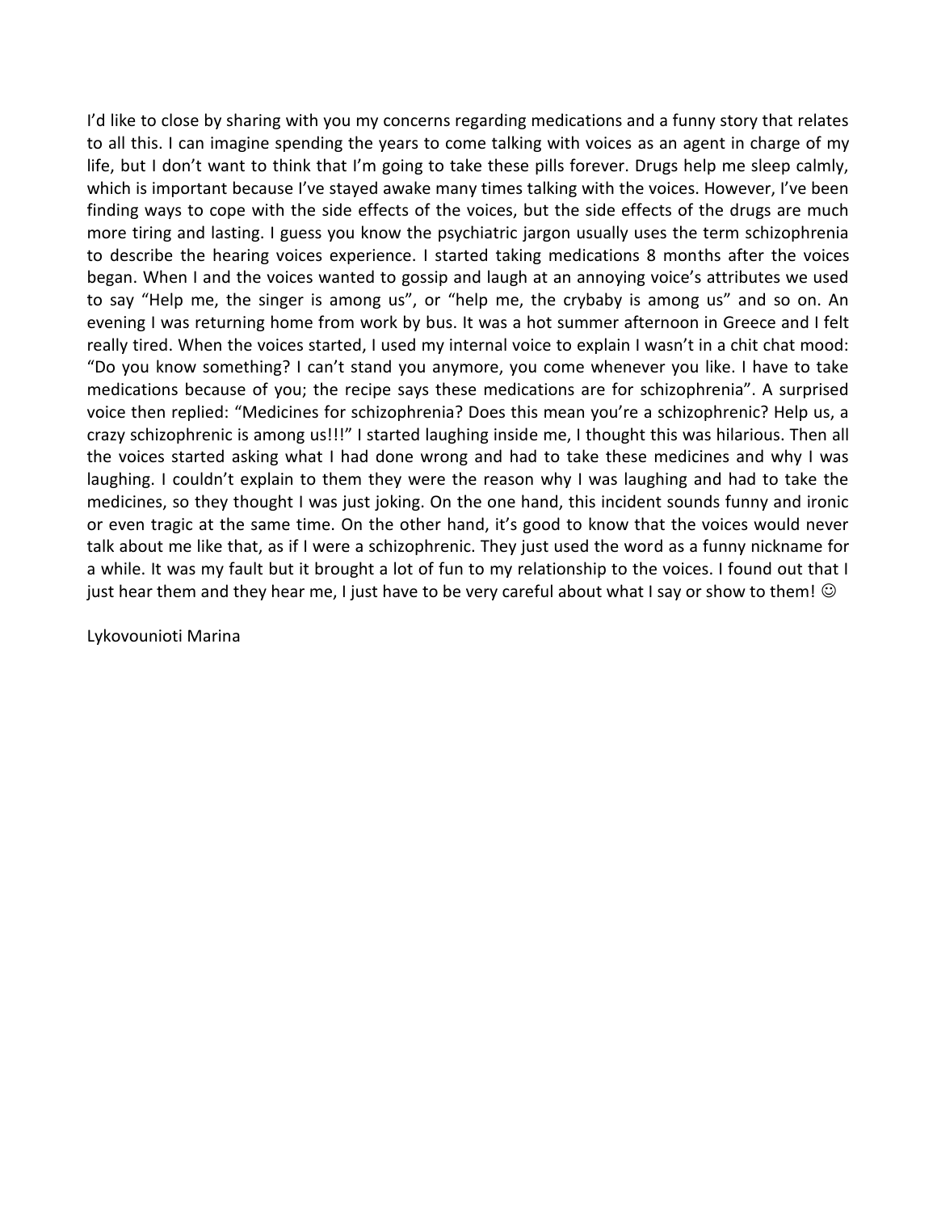I'd like to close by sharing with you my concerns regarding medications and a funny story that relates to all this. I can imagine spending the years to come talking with voices as an agent in charge of my life, but I don't want to think that I'm going to take these pills forever. Drugs help me sleep calmly, which is important because I've stayed awake many times talking with the voices. However, I've been finding ways to cope with the side effects of the voices, but the side effects of the drugs are much more tiring and lasting. I guess you know the psychiatric jargon usually uses the term schizophrenia to describe the hearing voices experience. I started taking medications 8 months after the voices began. When I and the voices wanted to gossip and laugh at an annoying voice's attributes we used to say "Help me, the singer is among us", or "help me, the crybaby is among us" and so on. An evening I was returning home from work by bus. It was a hot summer afternoon in Greece and I felt really tired. When the voices started, I used my internal voice to explain I wasn't in a chit chat mood: "Do you know something? I can't stand you anymore, you come whenever you like. I have to take medications because of you; the recipe says these medications are for schizophrenia". A surprised voice then replied: "Medicines for schizophrenia? Does this mean you're a schizophrenic? Help us, a crazy schizophrenic is among us!!!" I started laughing inside me, I thought this was hilarious. Then all the voices started asking what I had done wrong and had to take these medicines and why I was laughing. I couldn't explain to them they were the reason why I was laughing and had to take the medicines, so they thought I was just joking. On the one hand, this incident sounds funny and ironic or even tragic at the same time. On the other hand, it's good to know that the voices would never talk about me like that, as if I were a schizophrenic. They just used the word as a funny nickname for a while. It was my fault but it brought a lot of fun to my relationship to the voices. I found out that I just hear them and they hear me, I just have to be very careful about what I say or show to them! ☺

Lykovounioti Marina